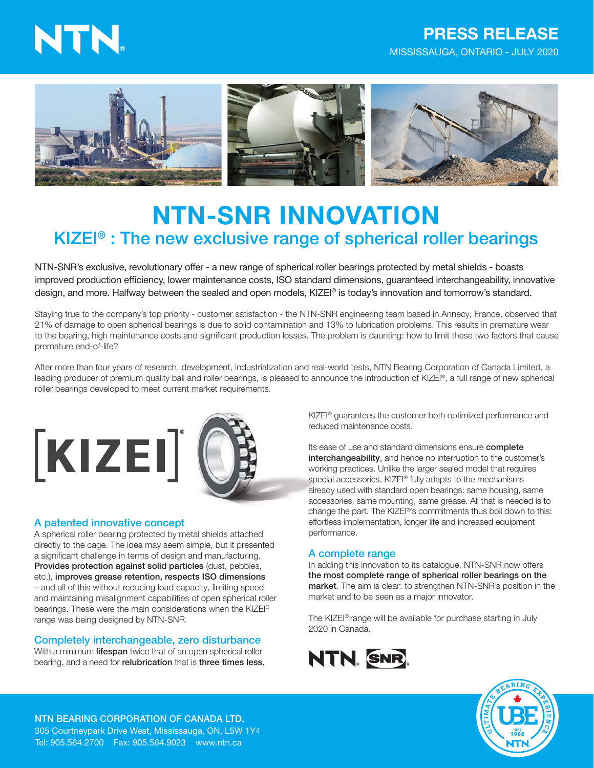# PRESS RELEASE

MISSISSAUGA, ONTARIO - JULY 2020

# NTN-SNR INNOVATION

## KIZEI® : The new exclusive range of spherical roller bearings

NTN-SNR's exclusive, revolutionary offer - a new range of spherical roller bearings protected by metal shields - boasts improved production efficiency, lower maintenance costs, ISO standard dimensions, guaranteed interchangeability, innovative design, and more. Halfway between the sealed and open models, KIZEI® is today's innovation and tomorrow's standard.

Staying true to the company's top priority - customer satisfaction - the NTN-SNR engineering team based in Annecy, France, observed that 21% of damage to open spherical bearings is due to solid contamination and 13% to lubrication problems. This results in premature wear to the bearing, high maintenance costs and significant production losses. The problem is daunting: how to limit these two factors that cause premature end-of-life?

After more than four years of research, development, industrialization and real-world tests, NTN Bearing Corporation of Canada Limited, a leading producer of premium quality ball and roller bearings, is pleased to announce the introduction of KIZEI®, a full range of new spherical roller bearings developed to meet current market requirements.

### A patented innovative concept

A spherical roller bearing protected by metal shields attached directly to the cage. The idea may seem simple, but it presented a significant challenge in terms of design and manufacturing. **Provides protection against solid particles** (dust, pebbles, etc.), **improves grease retention, respects ISO dimensions** – and all of this without reducing load capacity, limiting speed and maintaining misalignment capabilities of open spherical roller bearings. These were the main considerations when the KIZEI® range was being designed by NTN-SNR.

### Completely interchangeable, zero disturbance

With a minimum **lifespan** twice that of an open spherical roller bearing, and a need for **relubrication** that is **three times less**, KIZEI® guarantees the customer both optimized performance and reduced maintenance costs.

Its ease of use and standard dimensions ensure **complete interchangeability**, and hence no interruption to the customer's working practices. Unlike the larger sealed model that requires special accessories, KIZEI® fully adapts to the mechanisms already used with standard open bearings: same housing, same accessories, same mounting, same grease. All that is needed is to change the part. The KIZEI®'s commitments thus boil down to this: effortless implementation, longer life and increased equipment performance.

### A complete range

In adding this innovation to its catalogue, NTN-SNR now offers **the most complete range of spherical roller bearings on the market**. The aim is clear: to strengthen NTN-SNR's position in the market and to be seen as a major innovator.

The KIZEI® range will be available for purchase starting in July 2020 in Canada.

**NTN BEARING CORPORATION OF CANADA LTD.**
305 Courtneypark Drive West, Mississauga, ON, L5W 1Y4
Tel: 905.564.2700 Fax: 905.564.9023 www.ntn.ca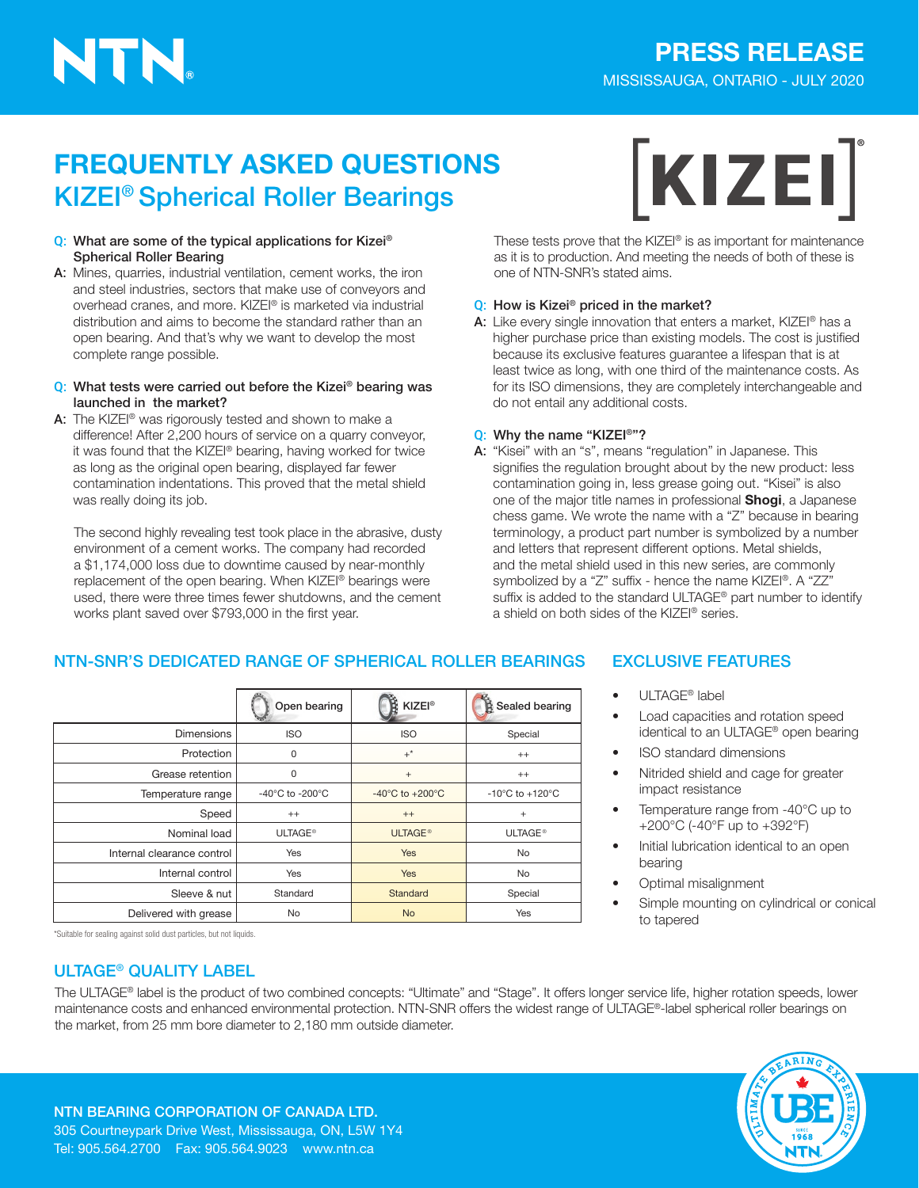# PRESS RELEASE

MISSISSAUGA, ONTARIO - JULY 2020

# FREQUENTLY ASKED QUESTIONS

## KIZEI® Spherical Roller Bearings

**Q: What are some of the typical applications for Kizei® Spherical Roller Bearing**

**A:** Mines, quarries, industrial ventilation, cement works, the iron and steel industries, sectors that make use of conveyors and overhead cranes, and more. KIZEI® is marketed via industrial distribution and aims to become the standard rather than an open bearing. And that's why we want to develop the most complete range possible.

**Q: What tests were carried out before the Kizei® bearing was launched in the market?**

**A:** The KIZEI® was rigorously tested and shown to make a difference! After 2,200 hours of service on a quarry conveyor, it was found that the KIZEI® bearing, having worked for twice as long as the original open bearing, displayed far fewer contamination indentations. This proved that the metal shield was really doing its job.

The second highly revealing test took place in the abrasive, dusty environment of a cement works. The company had recorded a $1,174,000 loss due to downtime caused by near-monthly replacement of the open bearing. When KIZEI® bearings were used, there were three times fewer shutdowns, and the cement works plant saved over $793,000 in the first year.

These tests prove that the KIZEI® is as important for maintenance as it is to production. And meeting the needs of both of these is one of NTN-SNR's stated aims.

**Q: How is Kizei® priced in the market?**

**A:** Like every single innovation that enters a market, KIZEI® has a higher purchase price than existing models. The cost is justified because its exclusive features guarantee a lifespan that is at least twice as long, with one third of the maintenance costs. As for its ISO dimensions, they are completely interchangeable and do not entail any additional costs.

**Q: Why the name "KIZEI®"?**

**A:** "Kisei" with an "s", means "regulation" in Japanese. This signifies the regulation brought about by the new product: less contamination going in, less grease going out. "Kisei" is also one of the major title names in professional **Shogi**, a Japanese chess game. We wrote the name with a "Z" because in bearing terminology, a product part number is symbolized by a number and letters that represent different options. Metal shields, and the metal shield used in this new series, are commonly symbolized by a "Z" suffix - hence the name KIZEI®. A "ZZ" suffix is added to the standard ULTAGE® part number to identify a shield on both sides of the KIZEI® series.

## NTN-SNR'S DEDICATED RANGE OF SPHERICAL ROLLER BEARINGS

| | Open bearing | KIZEI® | Sealed bearing |
|---|---|---|---|
| Dimensions | ISO | ISO | Special |
| Protection | 0 | +* | ++ |
| Grease retention | 0 | + | ++ |
| Temperature range | -40°C to -200°C | -40°C to +200°C | -10°C to +120°C |
| Speed | ++ | ++ | + |
| Nominal load | ULTAGE® | ULTAGE® | ULTAGE® |
| Internal clearance control | Yes | Yes | No |
| Internal control | Yes | Yes | No |
| Sleeve & nut | Standard | Standard | Special |
| Delivered with grease | No | No | Yes |

*Suitable for sealing against solid dust particles, but not liquids.

## EXCLUSIVE FEATURES

- ULTAGE® label
- Load capacities and rotation speed identical to an ULTAGE® open bearing
- ISO standard dimensions
- Nitrided shield and cage for greater impact resistance
- Temperature range from -40°C up to +200°C (-40°F up to +392°F)
- Initial lubrication identical to an open bearing
- Optimal misalignment
- Simple mounting on cylindrical or conical to tapered

## ULTAGE® QUALITY LABEL

The ULTAGE® label is the product of two combined concepts: "Ultimate" and "Stage". It offers longer service life, higher rotation speeds, lower maintenance costs and enhanced environmental protection. NTN-SNR offers the widest range of ULTAGE®-label spherical roller bearings on the market, from 25 mm bore diameter to 2,180 mm outside diameter.

**NTN BEARING CORPORATION OF CANADA LTD.**
305 Courtneypark Drive West, Mississauga, ON, L5W 1Y4
Tel: 905.564.2700 Fax: 905.564.9023 www.ntn.ca